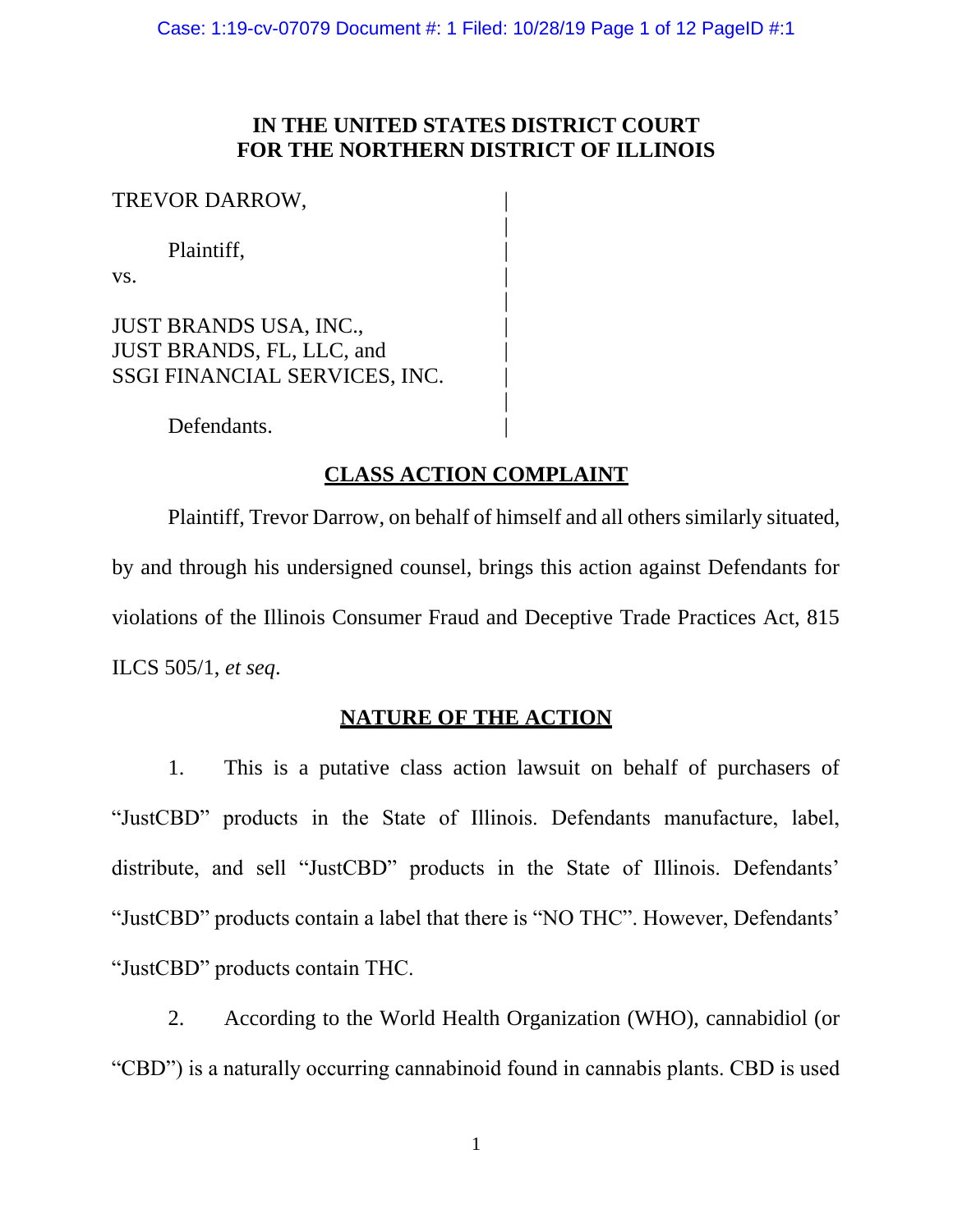# IN THE UNITED STATES DISTRICT COURT FOR THE NORTHERN DISTRICT OF ILLINOIS

TREVOR DARROW,

Plaintiff,

vs.

JUST BRANDS USA, INC.,
JUST BRANDS, FL, LLC, and
SSGI FINANCIAL SERVICES, INC.

Defendants.

## CLASS ACTION COMPLAINT

Plaintiff, Trevor Darrow, on behalf of himself and all others similarly situated, by and through his undersigned counsel, brings this action against Defendants for violations of the Illinois Consumer Fraud and Deceptive Trade Practices Act, 815 ILCS 505/1, *et seq*.

## NATURE OF THE ACTION

1. This is a putative class action lawsuit on behalf of purchasers of "JustCBD" products in the State of Illinois. Defendants manufacture, label, distribute, and sell "JustCBD" products in the State of Illinois. Defendants' "JustCBD" products contain a label that there is "NO THC". However, Defendants' "JustCBD" products contain THC.

2. According to the World Health Organization (WHO), cannabidiol (or "CBD") is a naturally occurring cannabinoid found in cannabis plants. CBD is used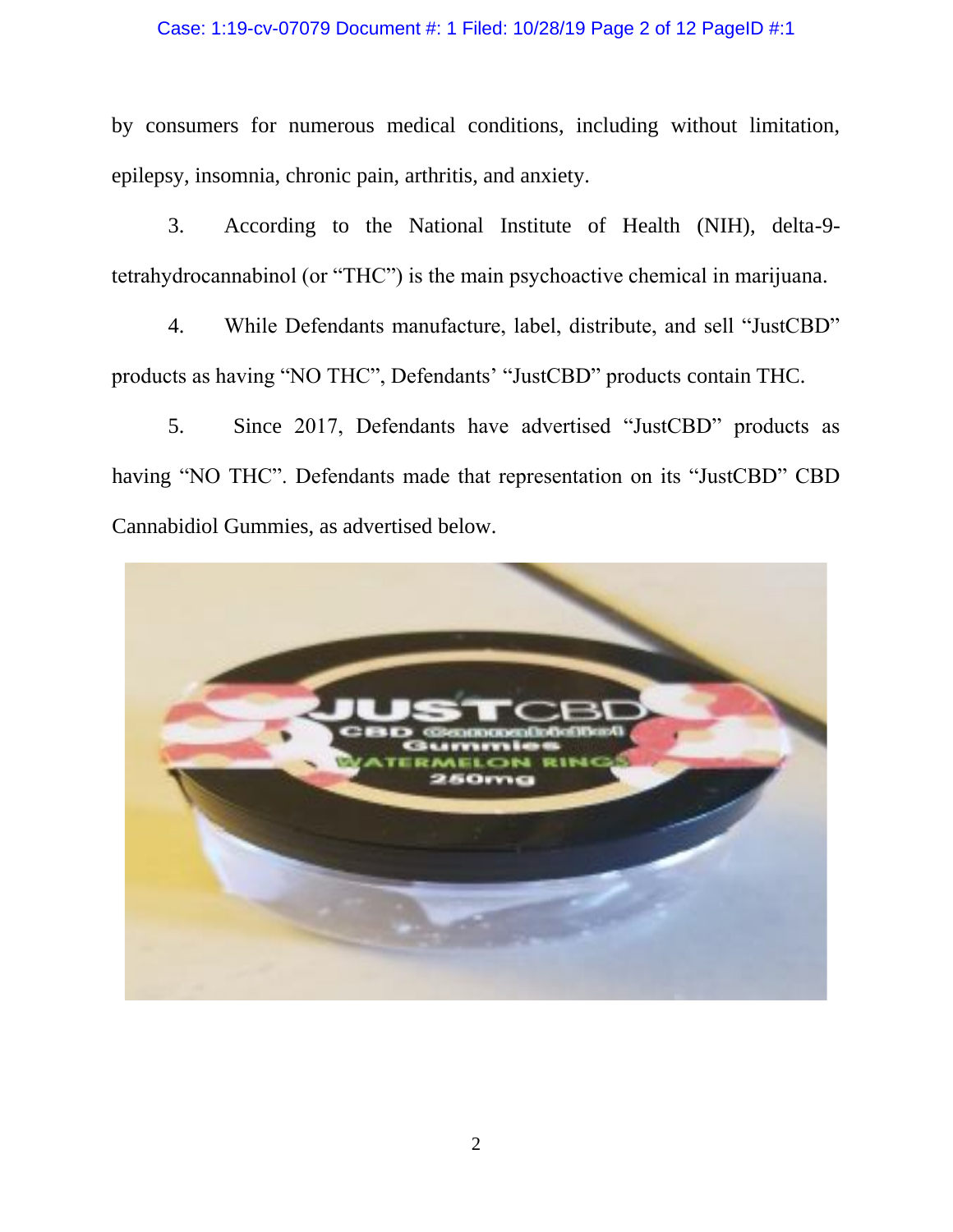by consumers for numerous medical conditions, including without limitation, epilepsy, insomnia, chronic pain, arthritis, and anxiety.

3. According to the National Institute of Health (NIH), delta-9-tetrahydrocannabinol (or "THC") is the main psychoactive chemical in marijuana.

4. While Defendants manufacture, label, distribute, and sell "JustCBD" products as having "NO THC", Defendants' "JustCBD" products contain THC.

5. Since 2017, Defendants have advertised "JustCBD" products as having "NO THC". Defendants made that representation on its "JustCBD" CBD Cannabidiol Gummies, as advertised below.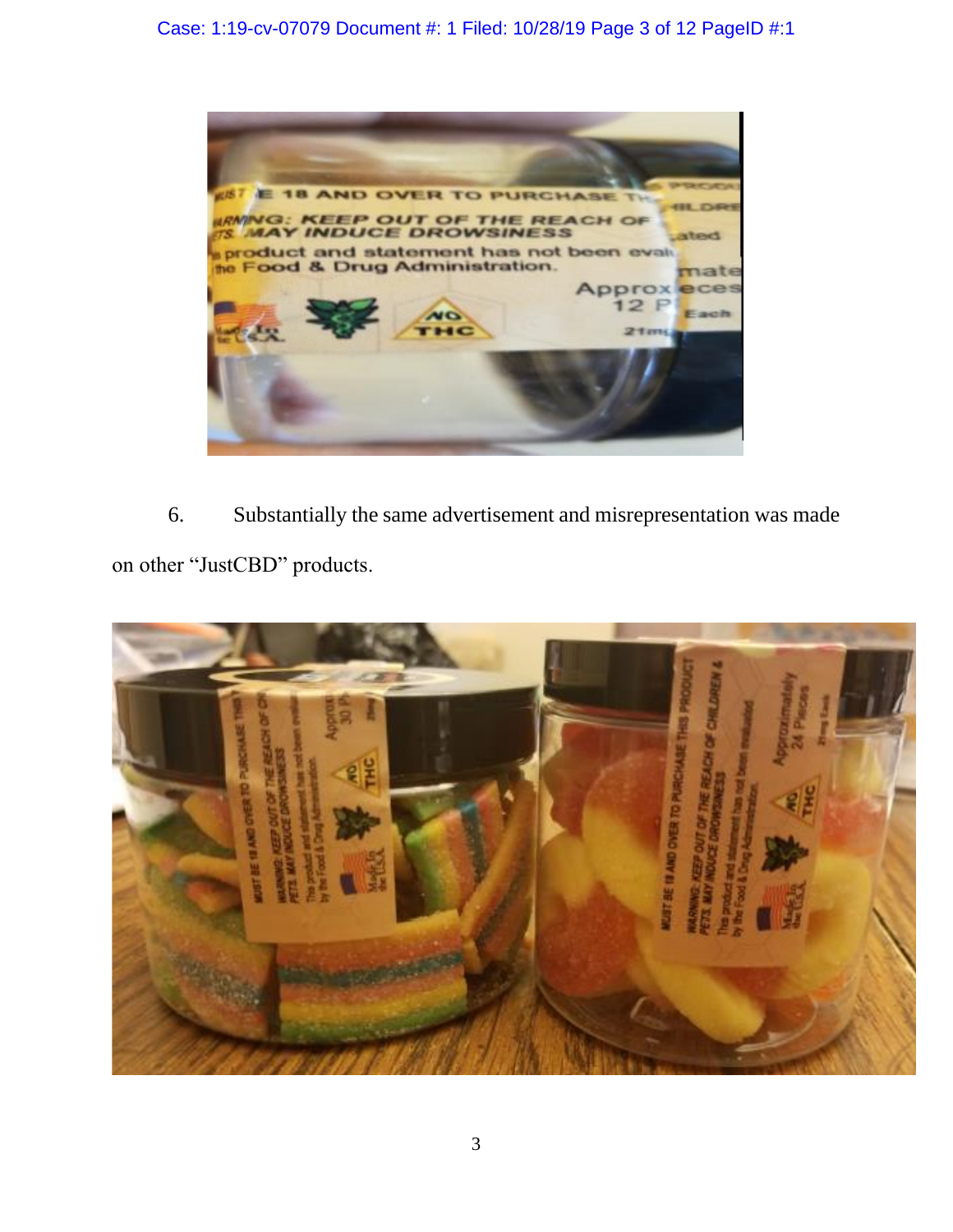6. Substantially the same advertisement and misrepresentation was made on other "JustCBD" products.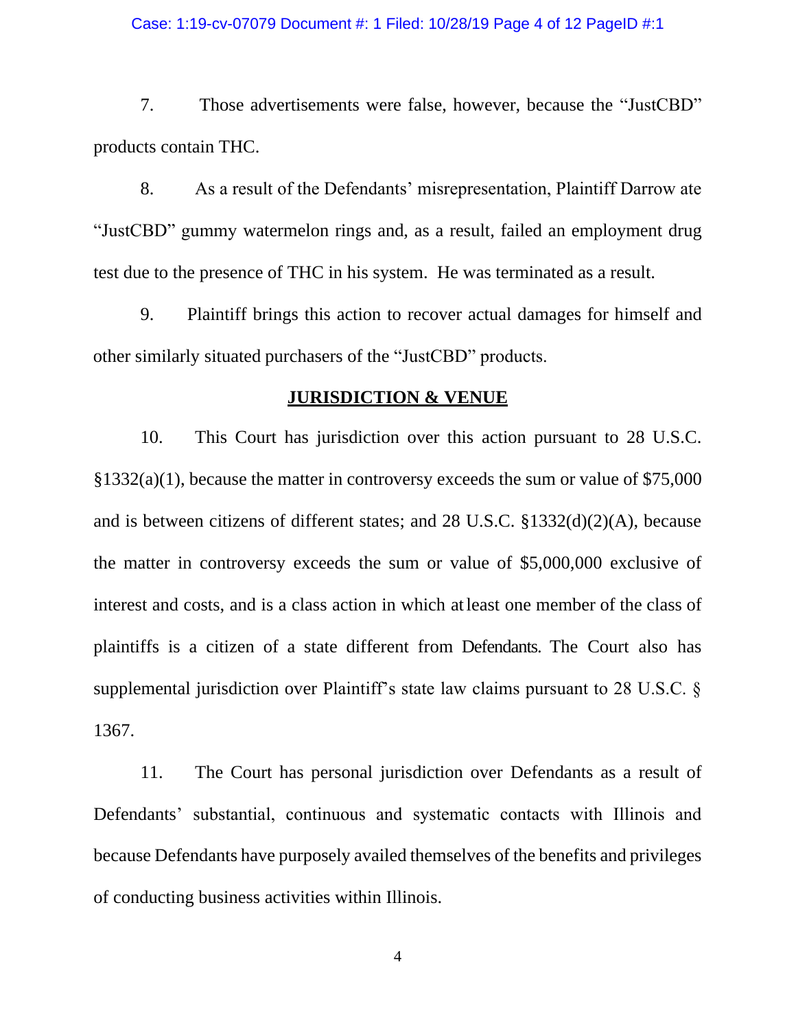7. Those advertisements were false, however, because the "JustCBD" products contain THC.

8. As a result of the Defendants' misrepresentation, Plaintiff Darrow ate "JustCBD" gummy watermelon rings and, as a result, failed an employment drug test due to the presence of THC in his system. He was terminated as a result.

9. Plaintiff brings this action to recover actual damages for himself and other similarly situated purchasers of the "JustCBD" products.

## **JURISDICTION & VENUE**

10. This Court has jurisdiction over this action pursuant to 28 U.S.C. §1332(a)(1), because the matter in controversy exceeds the sum or value of $75,000 and is between citizens of different states; and 28 U.S.C. §1332(d)(2)(A), because the matter in controversy exceeds the sum or value of $5,000,000 exclusive of interest and costs, and is a class action in which at least one member of the class of plaintiffs is a citizen of a state different from Defendants. The Court also has supplemental jurisdiction over Plaintiff's state law claims pursuant to 28 U.S.C. § 1367.

11. The Court has personal jurisdiction over Defendants as a result of Defendants' substantial, continuous and systematic contacts with Illinois and because Defendants have purposely availed themselves of the benefits and privileges of conducting business activities within Illinois.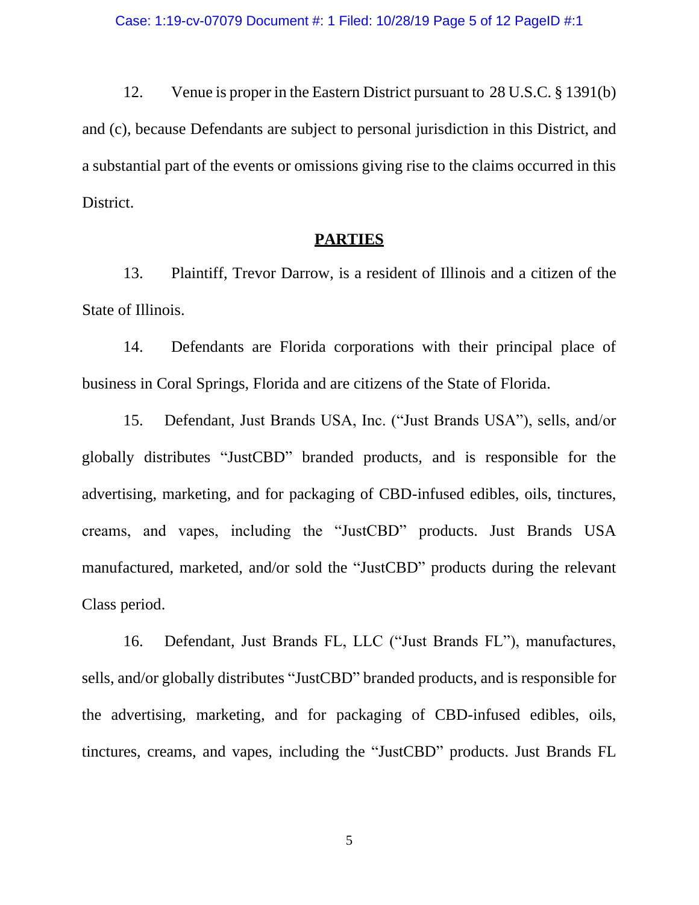12. Venue is proper in the Eastern District pursuant to 28 U.S.C. § 1391(b) and (c), because Defendants are subject to personal jurisdiction in this District, and a substantial part of the events or omissions giving rise to the claims occurred in this District.

## PARTIES

13. Plaintiff, Trevor Darrow, is a resident of Illinois and a citizen of the State of Illinois.

14. Defendants are Florida corporations with their principal place of business in Coral Springs, Florida and are citizens of the State of Florida.

15. Defendant, Just Brands USA, Inc. ("Just Brands USA"), sells, and/or globally distributes "JustCBD" branded products, and is responsible for the advertising, marketing, and for packaging of CBD-infused edibles, oils, tinctures, creams, and vapes, including the "JustCBD" products. Just Brands USA manufactured, marketed, and/or sold the "JustCBD" products during the relevant Class period.

16. Defendant, Just Brands FL, LLC ("Just Brands FL"), manufactures, sells, and/or globally distributes "JustCBD" branded products, and is responsible for the advertising, marketing, and for packaging of CBD-infused edibles, oils, tinctures, creams, and vapes, including the "JustCBD" products. Just Brands FL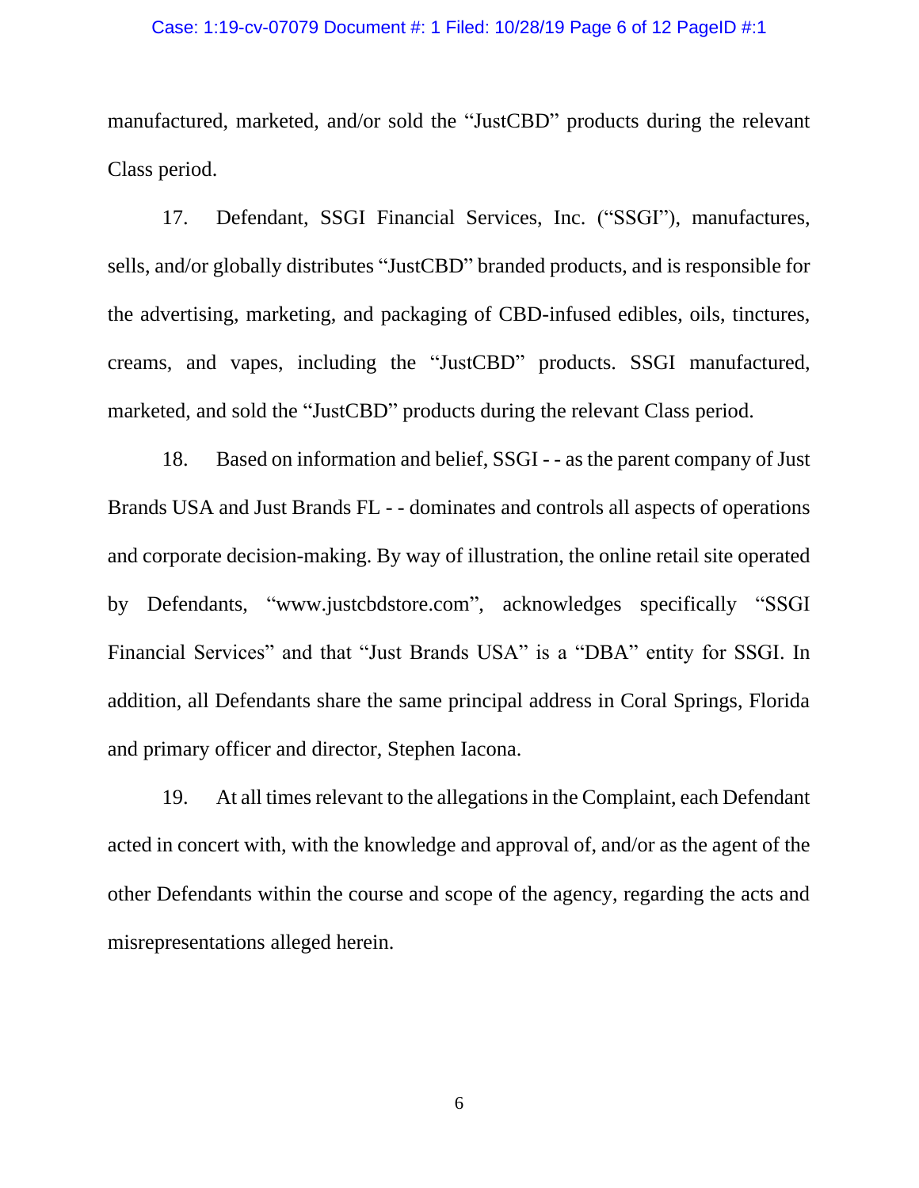manufactured, marketed, and/or sold the "JustCBD" products during the relevant Class period.

17. Defendant, SSGI Financial Services, Inc. ("SSGI"), manufactures, sells, and/or globally distributes "JustCBD" branded products, and is responsible for the advertising, marketing, and packaging of CBD-infused edibles, oils, tinctures, creams, and vapes, including the "JustCBD" products. SSGI manufactured, marketed, and sold the "JustCBD" products during the relevant Class period.

18. Based on information and belief, SSGI - - as the parent company of Just Brands USA and Just Brands FL - - dominates and controls all aspects of operations and corporate decision-making. By way of illustration, the online retail site operated by Defendants, "www.justcbdstore.com", acknowledges specifically "SSGI Financial Services" and that "Just Brands USA" is a "DBA" entity for SSGI. In addition, all Defendants share the same principal address in Coral Springs, Florida and primary officer and director, Stephen Iacona.

19. At all times relevant to the allegations in the Complaint, each Defendant acted in concert with, with the knowledge and approval of, and/or as the agent of the other Defendants within the course and scope of the agency, regarding the acts and misrepresentations alleged herein.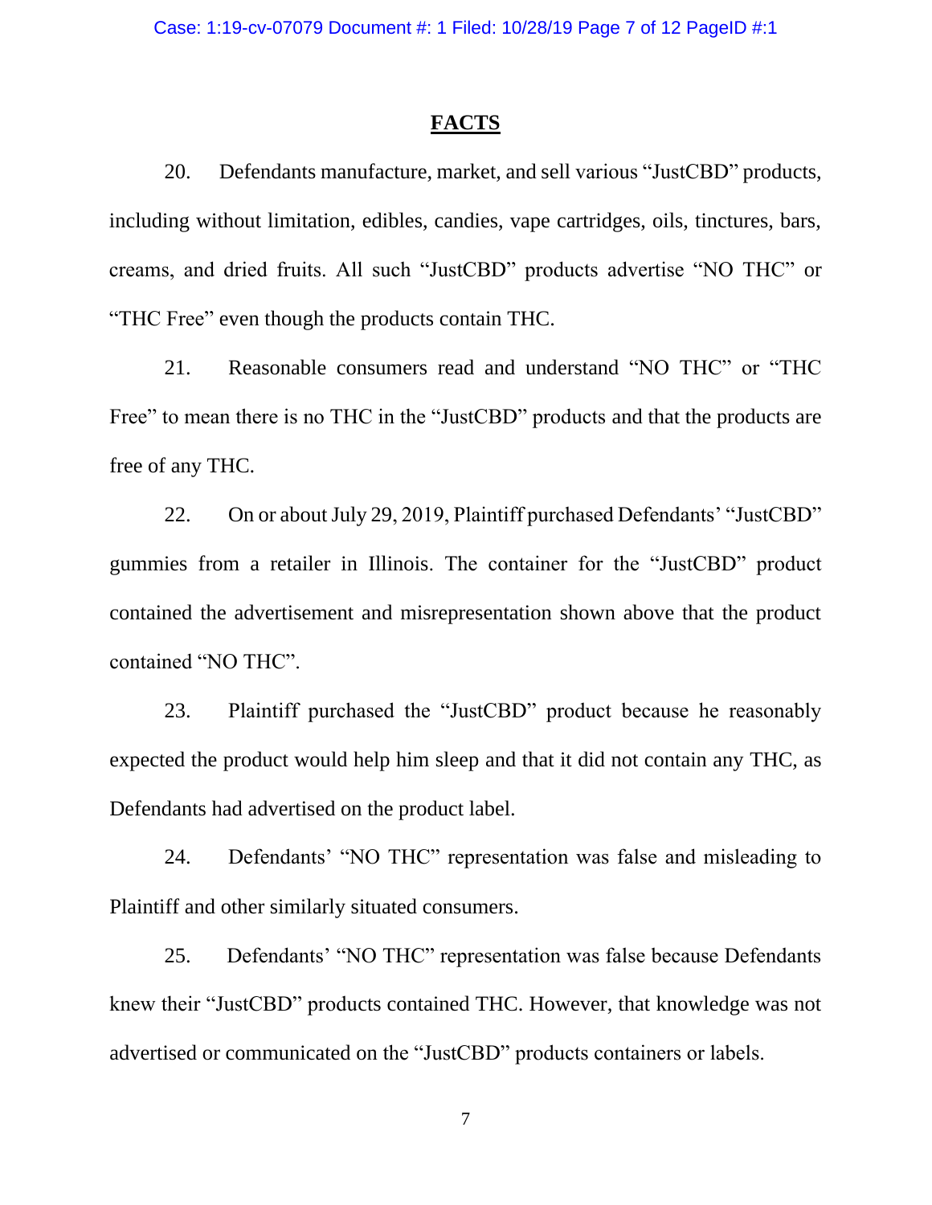## FACTS

20. Defendants manufacture, market, and sell various "JustCBD" products, including without limitation, edibles, candies, vape cartridges, oils, tinctures, bars, creams, and dried fruits. All such "JustCBD" products advertise "NO THC" or "THC Free" even though the products contain THC.

21. Reasonable consumers read and understand "NO THC" or "THC Free" to mean there is no THC in the "JustCBD" products and that the products are free of any THC.

22. On or about July 29, 2019, Plaintiff purchased Defendants' "JustCBD" gummies from a retailer in Illinois. The container for the "JustCBD" product contained the advertisement and misrepresentation shown above that the product contained "NO THC".

23. Plaintiff purchased the "JustCBD" product because he reasonably expected the product would help him sleep and that it did not contain any THC, as Defendants had advertised on the product label.

24. Defendants' "NO THC" representation was false and misleading to Plaintiff and other similarly situated consumers.

25. Defendants' "NO THC" representation was false because Defendants knew their "JustCBD" products contained THC. However, that knowledge was not advertised or communicated on the "JustCBD" products containers or labels.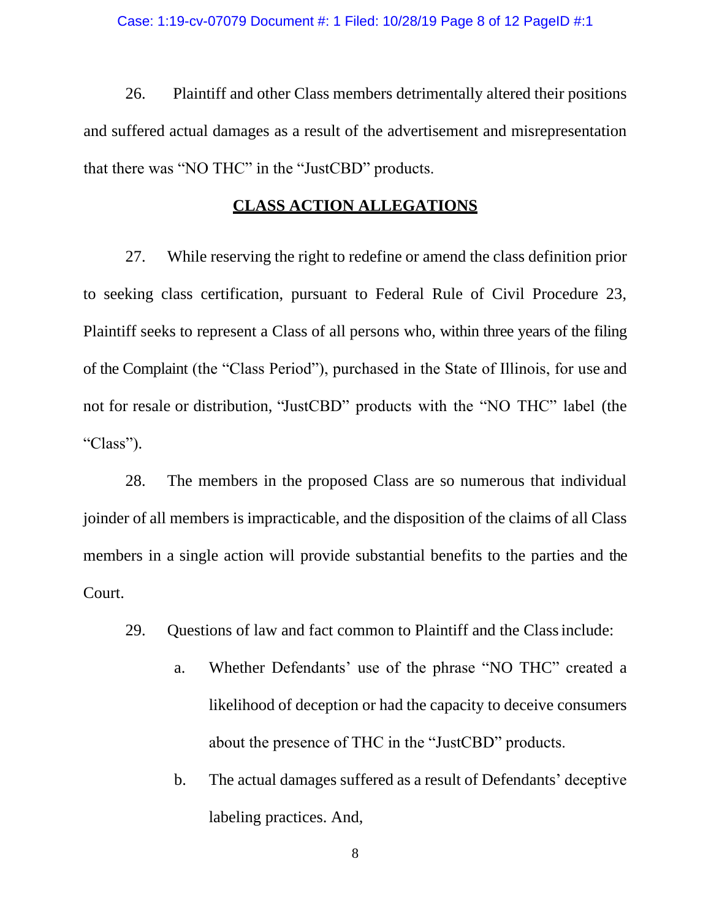26. Plaintiff and other Class members detrimentally altered their positions and suffered actual damages as a result of the advertisement and misrepresentation that there was "NO THC" in the "JustCBD" products.

## CLASS ACTION ALLEGATIONS

27. While reserving the right to redefine or amend the class definition prior to seeking class certification, pursuant to Federal Rule of Civil Procedure 23, Plaintiff seeks to represent a Class of all persons who, within three years of the filing of the Complaint (the "Class Period"), purchased in the State of Illinois, for use and not for resale or distribution, "JustCBD" products with the "NO THC" label (the "Class").

28. The members in the proposed Class are so numerous that individual joinder of all members is impracticable, and the disposition of the claims of all Class members in a single action will provide substantial benefits to the parties and the Court.

29. Questions of law and fact common to Plaintiff and the Class include:

   a. Whether Defendants' use of the phrase "NO THC" created a likelihood of deception or had the capacity to deceive consumers about the presence of THC in the "JustCBD" products.

   b. The actual damages suffered as a result of Defendants' deceptive labeling practices. And,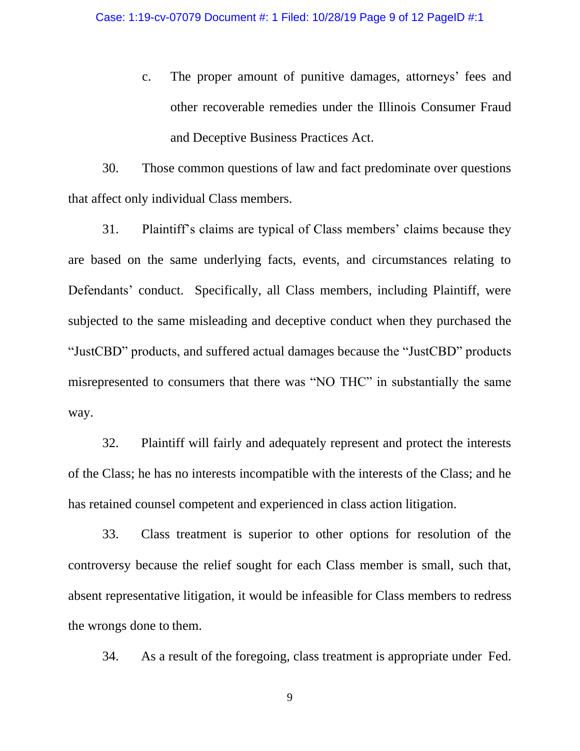c. The proper amount of punitive damages, attorneys' fees and other recoverable remedies under the Illinois Consumer Fraud and Deceptive Business Practices Act.

30. Those common questions of law and fact predominate over questions that affect only individual Class members.

31. Plaintiff's claims are typical of Class members' claims because they are based on the same underlying facts, events, and circumstances relating to Defendants' conduct. Specifically, all Class members, including Plaintiff, were subjected to the same misleading and deceptive conduct when they purchased the "JustCBD" products, and suffered actual damages because the "JustCBD" products misrepresented to consumers that there was "NO THC" in substantially the same way.

32. Plaintiff will fairly and adequately represent and protect the interests of the Class; he has no interests incompatible with the interests of the Class; and he has retained counsel competent and experienced in class action litigation.

33. Class treatment is superior to other options for resolution of the controversy because the relief sought for each Class member is small, such that, absent representative litigation, it would be infeasible for Class members to redress the wrongs done to them.

34. As a result of the foregoing, class treatment is appropriate under Fed.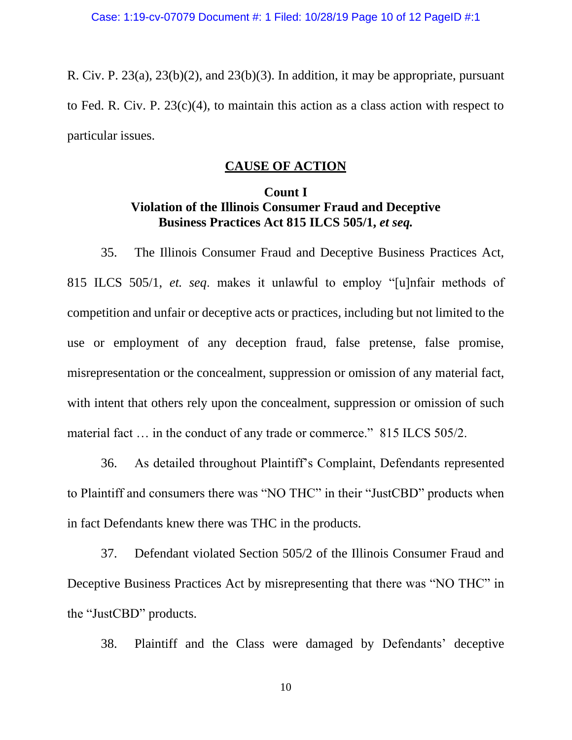R. Civ. P. 23(a), 23(b)(2), and 23(b)(3). In addition, it may be appropriate, pursuant to Fed. R. Civ. P. 23(c)(4), to maintain this action as a class action with respect to particular issues.

## CAUSE OF ACTION

### Count I
### Violation of the Illinois Consumer Fraud and Deceptive Business Practices Act 815 ILCS 505/1, *et seq.*

35. The Illinois Consumer Fraud and Deceptive Business Practices Act, 815 ILCS 505/1, *et. seq*. makes it unlawful to employ "[u]nfair methods of competition and unfair or deceptive acts or practices, including but not limited to the use or employment of any deception fraud, false pretense, false promise, misrepresentation or the concealment, suppression or omission of any material fact, with intent that others rely upon the concealment, suppression or omission of such material fact … in the conduct of any trade or commerce." 815 ILCS 505/2.

36. As detailed throughout Plaintiff's Complaint, Defendants represented to Plaintiff and consumers there was "NO THC" in their "JustCBD" products when in fact Defendants knew there was THC in the products.

37. Defendant violated Section 505/2 of the Illinois Consumer Fraud and Deceptive Business Practices Act by misrepresenting that there was "NO THC" in the "JustCBD" products.

38. Plaintiff and the Class were damaged by Defendants' deceptive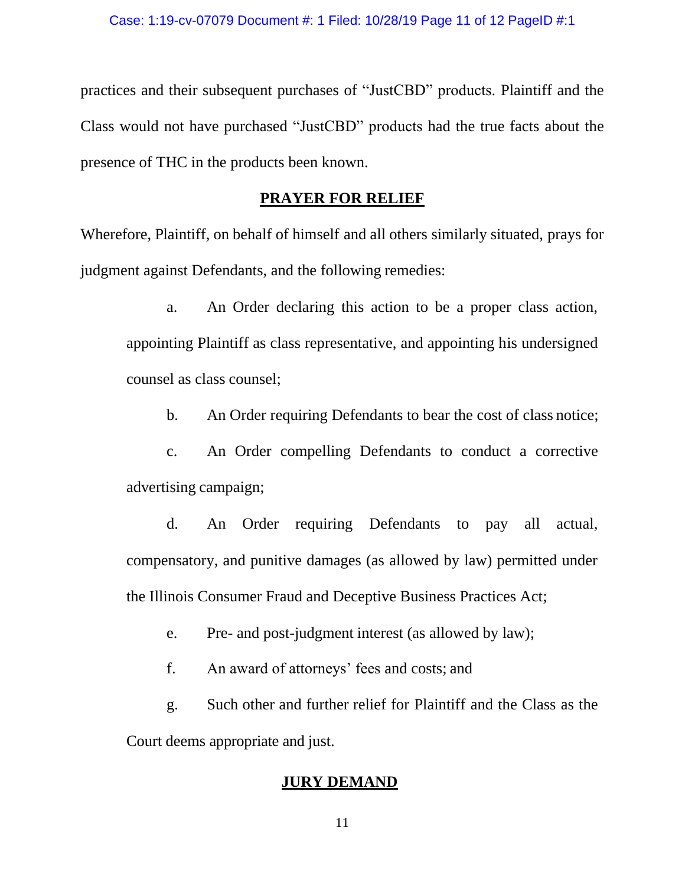practices and their subsequent purchases of "JustCBD" products. Plaintiff and the Class would not have purchased "JustCBD" products had the true facts about the presence of THC in the products been known.

## **PRAYER FOR RELIEF**

Wherefore, Plaintiff, on behalf of himself and all others similarly situated, prays for judgment against Defendants, and the following remedies:

a. An Order declaring this action to be a proper class action, appointing Plaintiff as class representative, and appointing his undersigned counsel as class counsel;

b. An Order requiring Defendants to bear the cost of class notice;

c. An Order compelling Defendants to conduct a corrective advertising campaign;

d. An Order requiring Defendants to pay all actual, compensatory, and punitive damages (as allowed by law) permitted under the Illinois Consumer Fraud and Deceptive Business Practices Act;

e. Pre- and post-judgment interest (as allowed by law);

f. An award of attorneys' fees and costs; and

g. Such other and further relief for Plaintiff and the Class as the Court deems appropriate and just.

## **JURY DEMAND**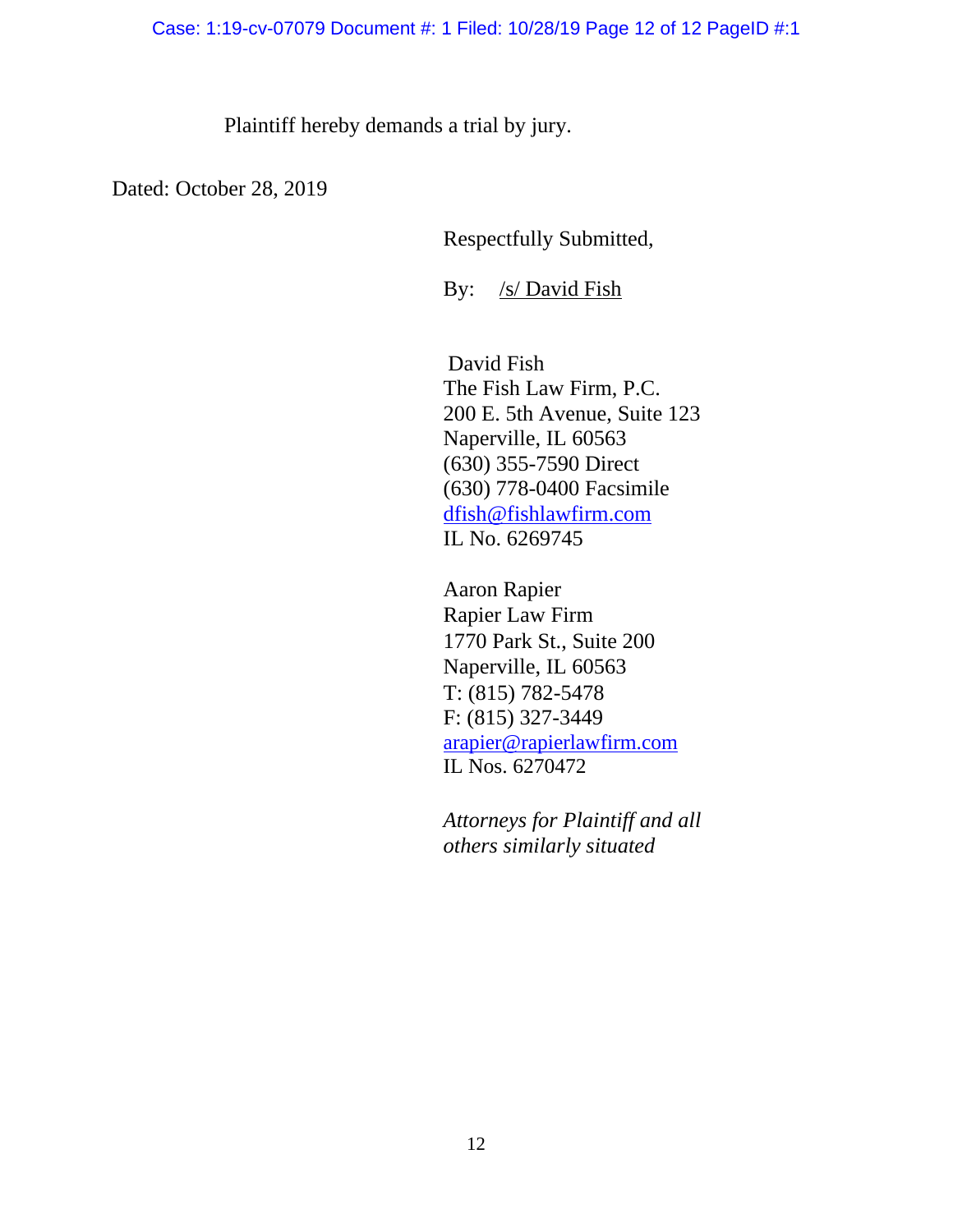Plaintiff hereby demands a trial by jury.

Dated: October 28, 2019

Respectfully Submitted,

By: /s/ David Fish

David Fish
The Fish Law Firm, P.C.
200 E. 5th Avenue, Suite 123
Naperville, IL 60563
(630) 355-7590 Direct
(630) 778-0400 Facsimile
dfish@fishlawfirm.com
IL No. 6269745

Aaron Rapier
Rapier Law Firm
1770 Park St., Suite 200
Naperville, IL 60563
T: (815) 782-5478
F: (815) 327-3449
arapier@rapierlawfirm.com
IL Nos. 6270472

*Attorneys for Plaintiff and all others similarly situated*